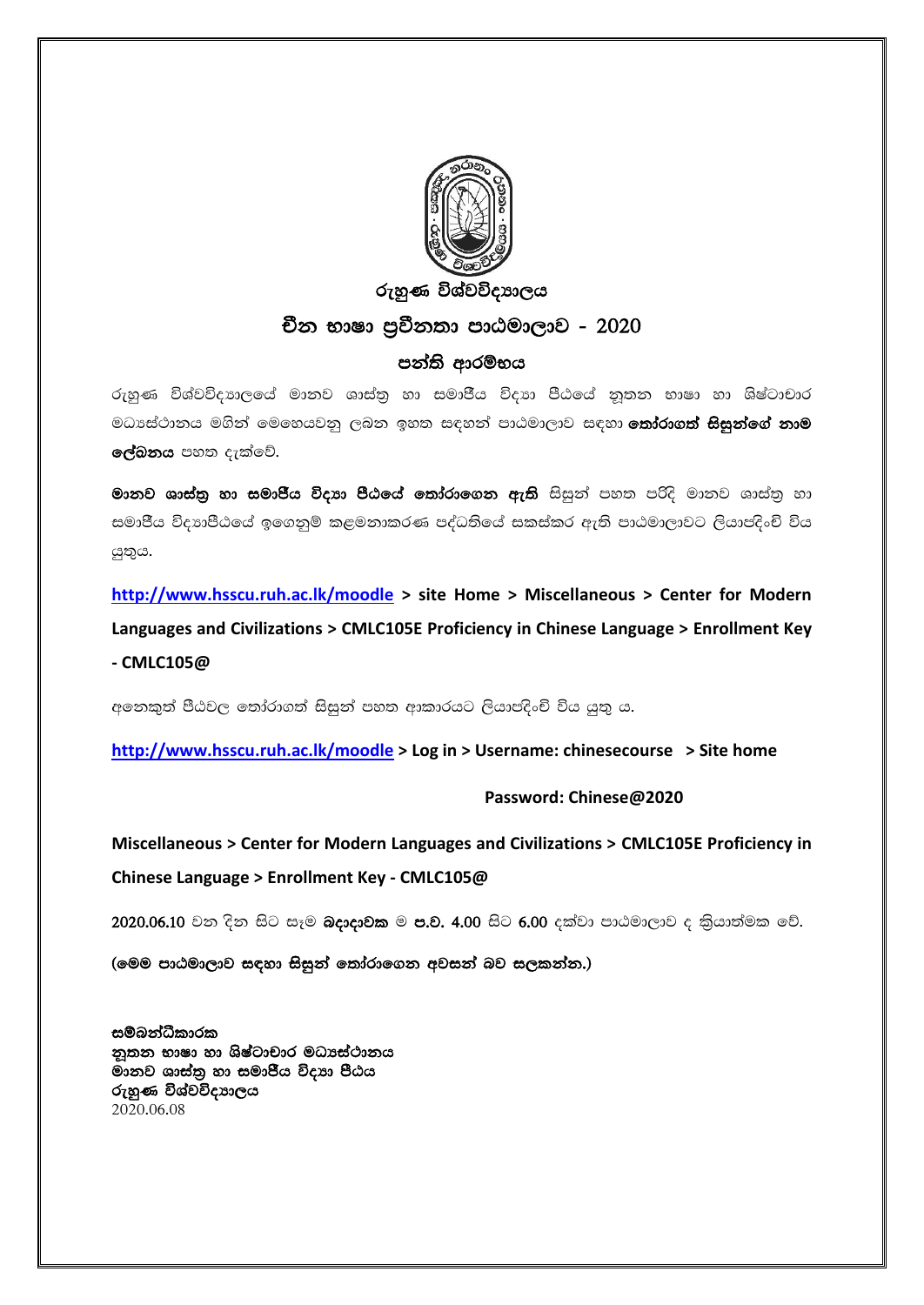# රුහුණ විශ්වවිද්‍යාලය

## චීන භාෂා ප්‍රවීනතා පාඨමාලාව - 2020

### පන්ති ආරම්භය

රුහුණ විශ්වවිද්‍යාලයේ මානව ශාස්ත්‍ර හා සමාජීය විද්‍යා පීඨයේ නූතන භාෂා හා ශිෂ්ටාචාර මධ්‍යස්ථානය මගින් මෙහෙයවනු ලබන ඉහත සඳහන් පාඨමාලාව සඳහා **තෝරාගත් සිසුන්ගේ නාම ලේඛනය** පහත දැක්වේ.

**මානව ශාස්ත්‍ර හා සමාජීය විද්‍යා පීඨයේ තෝරාගෙන ඇති** සිසුන් පහත පරිදි මානව ශාස්ත්‍ර හා සමාජීය විද්‍යාපීඨයේ ඉගෙනුම් කළමනාකරණ පද්ධතියේ සකස්කර ඇති පාඨමාලාවට ලියාපදිංචි විය යුතුය.

**http://www.hsscu.ruh.ac.lk/moodle > site Home > Miscellaneous > Center for Modern Languages and Civilizations > CMLC105E Proficiency in Chinese Language > Enrollment Key - CMLC105@**

අනෙකුත් පීඨවල තෝරාගත් සිසුන් පහත ආකාරයට ලියාපදිංචි විය යුතු ය.

**http://www.hsscu.ruh.ac.lk/moodle > Log in > Username: chinesecourse > Site home**

**Password: Chinese@2020**

**Miscellaneous > Center for Modern Languages and Civilizations > CMLC105E Proficiency in Chinese Language > Enrollment Key - CMLC105@**

2020.06.10 වන දින සිට සෑම **බදාදාවක** ම **ප.ව. 4.00** සිට 6.00 දක්වා පාඨමාලාව ද ක්‍රියාත්මක වේ.

**(මෙම පාඨමාලාව සඳහා සිසුන් තෝරාගෙන අවසන් බව සලකන්න.)**

**සම්බන්ධීකාරක**
**නූතන භාෂා හා ශිෂ්ටාචාර මධ්‍යස්ථානය**
**මානව ශාස්ත්‍ර හා සමාජීය විද්‍යා පීඨය**
**රුහුණ විශ්වවිද්‍යාලය**
2020.06.08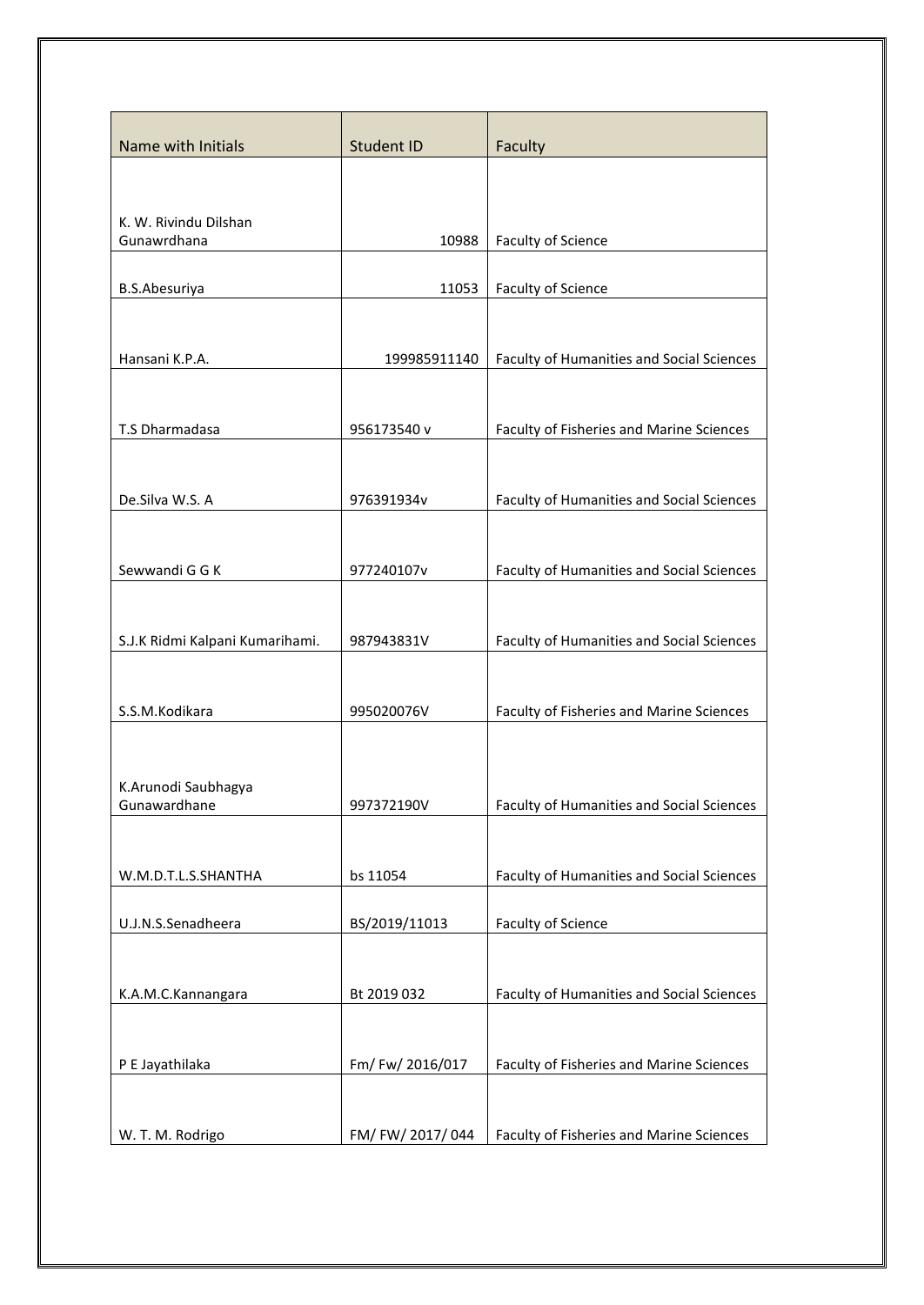| Name with Initials | Student ID | Faculty |
|---|---|---|
| K. W. Rivindu Dilshan Gunawrdhana | 10988 | Faculty of Science |
| B.S.Abesuriya | 11053 | Faculty of Science |
| Hansani K.P.A. | 199985911140 | Faculty of Humanities and Social Sciences |
| T.S Dharmadasa | 956173540 v | Faculty of Fisheries and Marine Sciences |
| De.Silva W.S. A | 976391934v | Faculty of Humanities and Social Sciences |
| Sewwandi G G K | 977240107v | Faculty of Humanities and Social Sciences |
| S.J.K Ridmi Kalpani Kumarihami. | 987943831V | Faculty of Humanities and Social Sciences |
| S.S.M.Kodikara | 995020076V | Faculty of Fisheries and Marine Sciences |
| K.Arunodi Saubhagya Gunawardhane | 997372190V | Faculty of Humanities and Social Sciences |
| W.M.D.T.L.S.SHANTHA | bs 11054 | Faculty of Humanities and Social Sciences |
| U.J.N.S.Senadheera | BS/2019/11013 | Faculty of Science |
| K.A.M.C.Kannangara | Bt 2019 032 | Faculty of Humanities and Social Sciences |
| P E Jayathilaka | Fm/ Fw/ 2016/017 | Faculty of Fisheries and Marine Sciences |
| W. T. M. Rodrigo | FM/ FW/ 2017/ 044 | Faculty of Fisheries and Marine Sciences |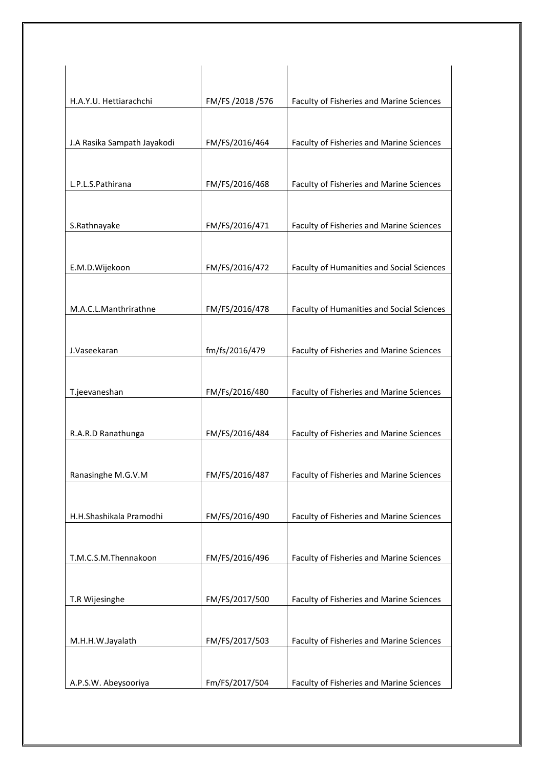| | | |
|---|---|---|
| H.A.Y.U. Hettiarachchi | FM/FS /2018 /576 | Faculty of Fisheries and Marine Sciences |
| J.A Rasika Sampath Jayakodi | FM/FS/2016/464 | Faculty of Fisheries and Marine Sciences |
| L.P.L.S.Pathirana | FM/FS/2016/468 | Faculty of Fisheries and Marine Sciences |
| S.Rathnayake | FM/FS/2016/471 | Faculty of Fisheries and Marine Sciences |
| E.M.D.Wijekoon | FM/FS/2016/472 | Faculty of Humanities and Social Sciences |
| M.A.C.L.Manthrirathne | FM/FS/2016/478 | Faculty of Humanities and Social Sciences |
| J.Vaseekaran | fm/fs/2016/479 | Faculty of Fisheries and Marine Sciences |
| T.jeevaneshan | FM/Fs/2016/480 | Faculty of Fisheries and Marine Sciences |
| R.A.R.D Ranathunga | FM/FS/2016/484 | Faculty of Fisheries and Marine Sciences |
| Ranasinghe M.G.V.M | FM/FS/2016/487 | Faculty of Fisheries and Marine Sciences |
| H.H.Shashikala Pramodhi | FM/FS/2016/490 | Faculty of Fisheries and Marine Sciences |
| T.M.C.S.M.Thennakoon | FM/FS/2016/496 | Faculty of Fisheries and Marine Sciences |
| T.R Wijesinghe | FM/FS/2017/500 | Faculty of Fisheries and Marine Sciences |
| M.H.H.W.Jayalath | FM/FS/2017/503 | Faculty of Fisheries and Marine Sciences |
| A.P.S.W. Abeysooriya | Fm/FS/2017/504 | Faculty of Fisheries and Marine Sciences |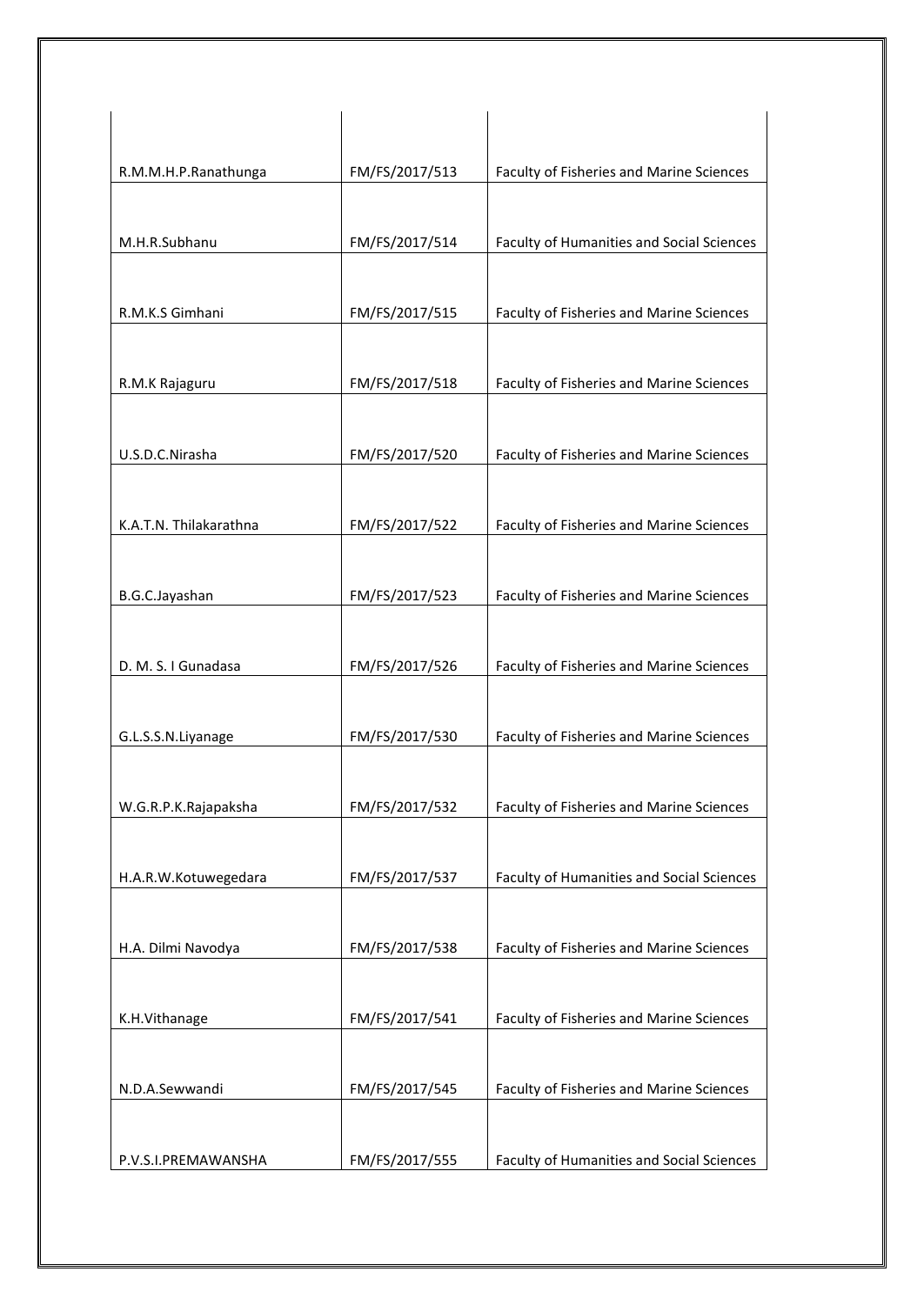| | | |
|---|---|---|
| R.M.M.H.P.Ranathunga | FM/FS/2017/513 | Faculty of Fisheries and Marine Sciences |
| M.H.R.Subhanu | FM/FS/2017/514 | Faculty of Humanities and Social Sciences |
| R.M.K.S Gimhani | FM/FS/2017/515 | Faculty of Fisheries and Marine Sciences |
| R.M.K Rajaguru | FM/FS/2017/518 | Faculty of Fisheries and Marine Sciences |
| U.S.D.C.Nirasha | FM/FS/2017/520 | Faculty of Fisheries and Marine Sciences |
| K.A.T.N. Thilakarathna | FM/FS/2017/522 | Faculty of Fisheries and Marine Sciences |
| B.G.C.Jayashan | FM/FS/2017/523 | Faculty of Fisheries and Marine Sciences |
| D. M. S. I Gunadasa | FM/FS/2017/526 | Faculty of Fisheries and Marine Sciences |
| G.L.S.S.N.Liyanage | FM/FS/2017/530 | Faculty of Fisheries and Marine Sciences |
| W.G.R.P.K.Rajapaksha | FM/FS/2017/532 | Faculty of Fisheries and Marine Sciences |
| H.A.R.W.Kotuwegedara | FM/FS/2017/537 | Faculty of Humanities and Social Sciences |
| H.A. Dilmi Navodya | FM/FS/2017/538 | Faculty of Fisheries and Marine Sciences |
| K.H.Vithanage | FM/FS/2017/541 | Faculty of Fisheries and Marine Sciences |
| N.D.A.Sewwandi | FM/FS/2017/545 | Faculty of Fisheries and Marine Sciences |
| P.V.S.I.PREMAWANSHA | FM/FS/2017/555 | Faculty of Humanities and Social Sciences |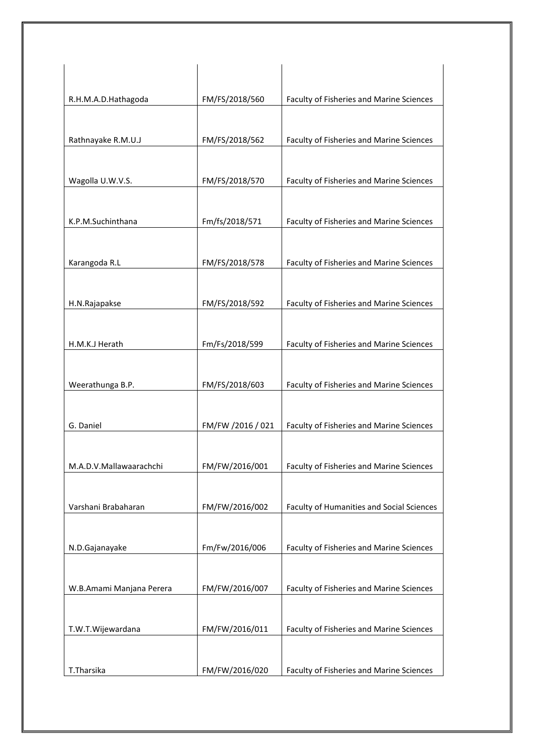| | | |
|---|---|---|
| R.H.M.A.D.Hathagoda | FM/FS/2018/560 | Faculty of Fisheries and Marine Sciences |
| Rathnayake R.M.U.J | FM/FS/2018/562 | Faculty of Fisheries and Marine Sciences |
| Wagolla U.W.V.S. | FM/FS/2018/570 | Faculty of Fisheries and Marine Sciences |
| K.P.M.Suchinthana | Fm/fs/2018/571 | Faculty of Fisheries and Marine Sciences |
| Karangoda R.L | FM/FS/2018/578 | Faculty of Fisheries and Marine Sciences |
| H.N.Rajapakse | FM/FS/2018/592 | Faculty of Fisheries and Marine Sciences |
| H.M.K.J Herath | Fm/Fs/2018/599 | Faculty of Fisheries and Marine Sciences |
| Weerathunga B.P. | FM/FS/2018/603 | Faculty of Fisheries and Marine Sciences |
| G. Daniel | FM/FW /2016 / 021 | Faculty of Fisheries and Marine Sciences |
| M.A.D.V.Mallawaarachchi | FM/FW/2016/001 | Faculty of Fisheries and Marine Sciences |
| Varshani Brabaharan | FM/FW/2016/002 | Faculty of Humanities and Social Sciences |
| N.D.Gajanayake | Fm/Fw/2016/006 | Faculty of Fisheries and Marine Sciences |
| W.B.Amami Manjana Perera | FM/FW/2016/007 | Faculty of Fisheries and Marine Sciences |
| T.W.T.Wijewardana | FM/FW/2016/011 | Faculty of Fisheries and Marine Sciences |
| T.Tharsika | FM/FW/2016/020 | Faculty of Fisheries and Marine Sciences |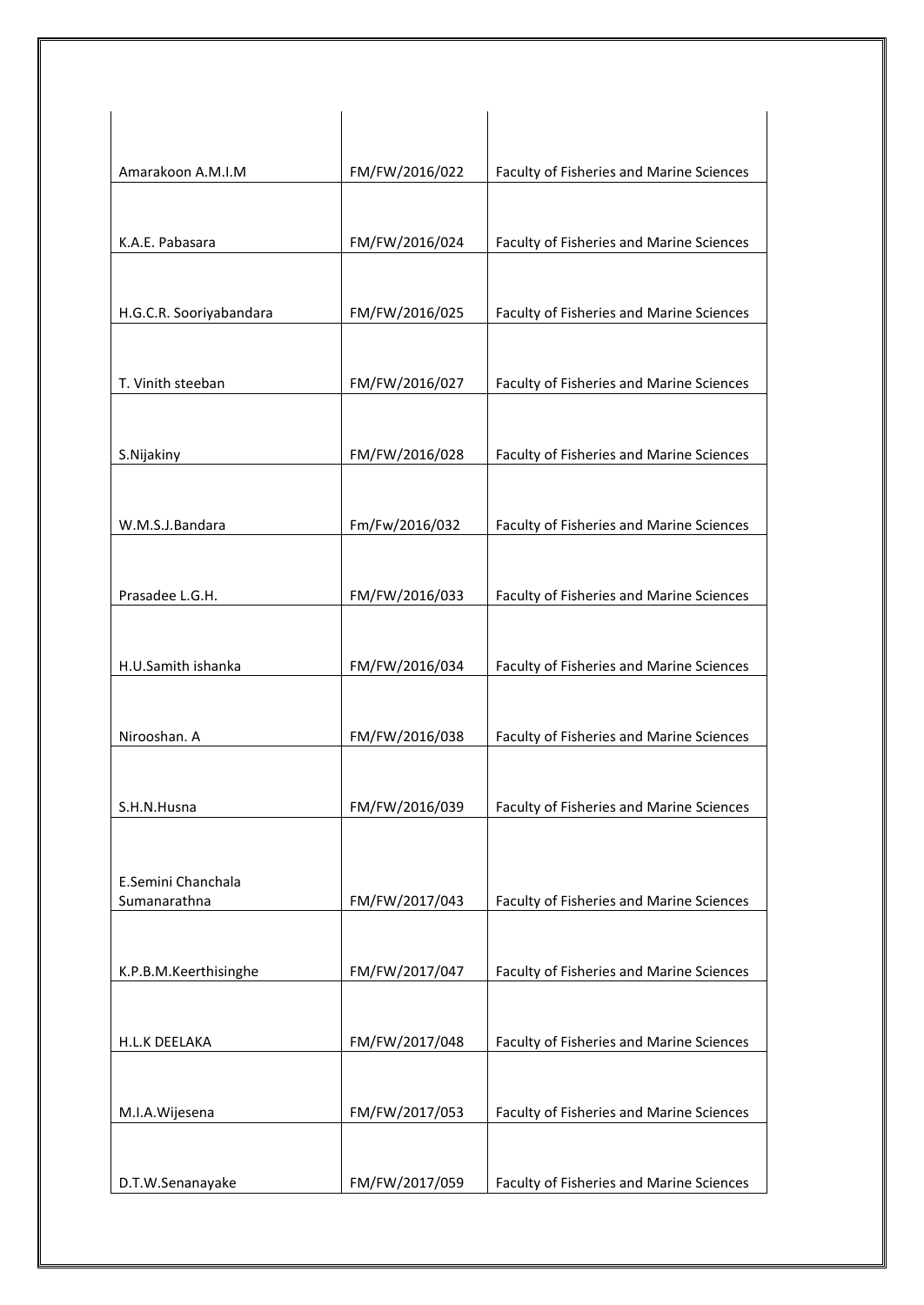| | | |
|---|---|---|
| Amarakoon A.M.I.M | FM/FW/2016/022 | Faculty of Fisheries and Marine Sciences |
| K.A.E. Pabasara | FM/FW/2016/024 | Faculty of Fisheries and Marine Sciences |
| H.G.C.R. Sooriyabandara | FM/FW/2016/025 | Faculty of Fisheries and Marine Sciences |
| T. Vinith steeban | FM/FW/2016/027 | Faculty of Fisheries and Marine Sciences |
| S.Nijakiny | FM/FW/2016/028 | Faculty of Fisheries and Marine Sciences |
| W.M.S.J.Bandara | Fm/Fw/2016/032 | Faculty of Fisheries and Marine Sciences |
| Prasadee L.G.H. | FM/FW/2016/033 | Faculty of Fisheries and Marine Sciences |
| H.U.Samith ishanka | FM/FW/2016/034 | Faculty of Fisheries and Marine Sciences |
| Nirooshan. A | FM/FW/2016/038 | Faculty of Fisheries and Marine Sciences |
| S.H.N.Husna | FM/FW/2016/039 | Faculty of Fisheries and Marine Sciences |
| E.Semini Chanchala Sumanarathna | FM/FW/2017/043 | Faculty of Fisheries and Marine Sciences |
| K.P.B.M.Keerthisinghe | FM/FW/2017/047 | Faculty of Fisheries and Marine Sciences |
| H.L.K DEELAKA | FM/FW/2017/048 | Faculty of Fisheries and Marine Sciences |
| M.I.A.Wijesena | FM/FW/2017/053 | Faculty of Fisheries and Marine Sciences |
| D.T.W.Senanayake | FM/FW/2017/059 | Faculty of Fisheries and Marine Sciences |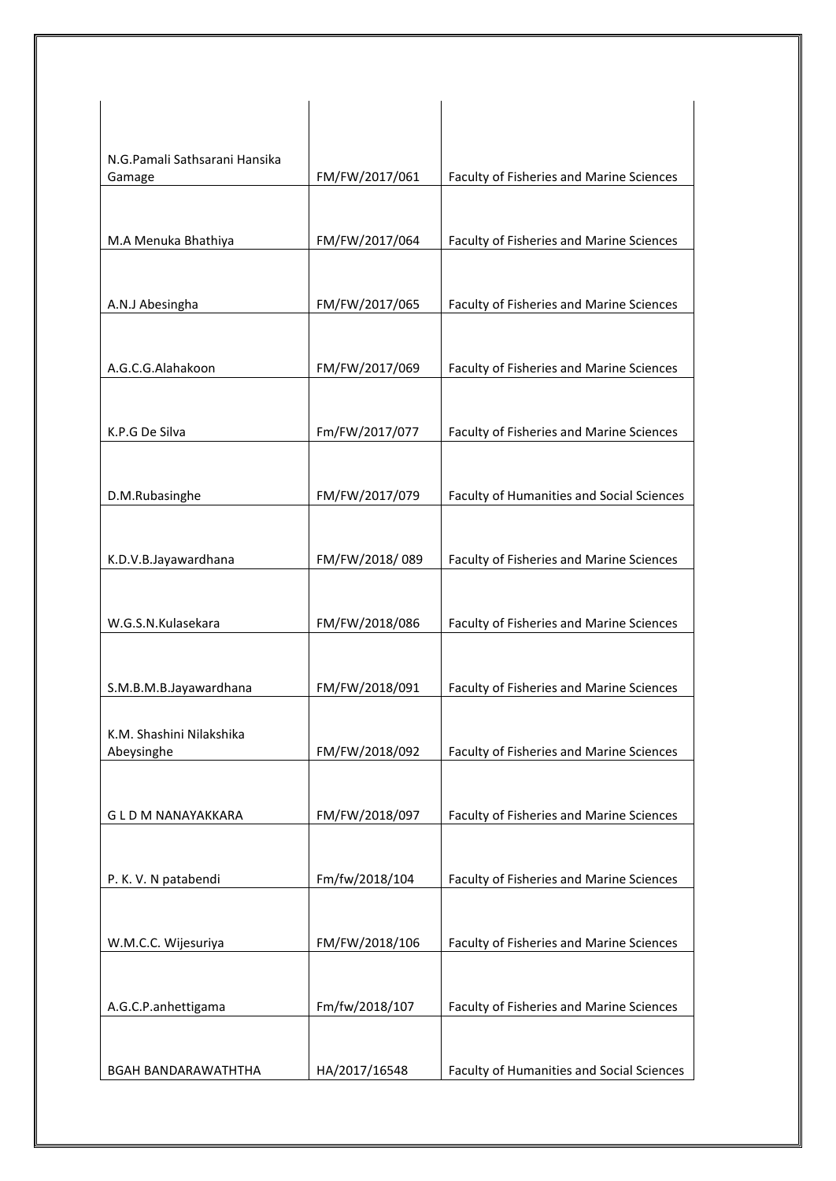| | | |
|---|---|---|
| N.G.Pamali Sathsarani Hansika Gamage | FM/FW/2017/061 | Faculty of Fisheries and Marine Sciences |
| M.A Menuka Bhathiya | FM/FW/2017/064 | Faculty of Fisheries and Marine Sciences |
| A.N.J Abesingha | FM/FW/2017/065 | Faculty of Fisheries and Marine Sciences |
| A.G.C.G.Alahakoon | FM/FW/2017/069 | Faculty of Fisheries and Marine Sciences |
| K.P.G De Silva | Fm/FW/2017/077 | Faculty of Fisheries and Marine Sciences |
| D.M.Rubasinghe | FM/FW/2017/079 | Faculty of Humanities and Social Sciences |
| K.D.V.B.Jayawardhana | FM/FW/2018/ 089 | Faculty of Fisheries and Marine Sciences |
| W.G.S.N.Kulasekara | FM/FW/2018/086 | Faculty of Fisheries and Marine Sciences |
| S.M.B.M.B.Jayawardhana | FM/FW/2018/091 | Faculty of Fisheries and Marine Sciences |
| K.M. Shashini Nilakshika Abeysinghe | FM/FW/2018/092 | Faculty of Fisheries and Marine Sciences |
| G L D M NANAYAKKARA | FM/FW/2018/097 | Faculty of Fisheries and Marine Sciences |
| P. K. V. N patabendi | Fm/fw/2018/104 | Faculty of Fisheries and Marine Sciences |
| W.M.C.C. Wijesuriya | FM/FW/2018/106 | Faculty of Fisheries and Marine Sciences |
| A.G.C.P.anhettigama | Fm/fw/2018/107 | Faculty of Fisheries and Marine Sciences |
| BGAH BANDARAWATHTHA | HA/2017/16548 | Faculty of Humanities and Social Sciences |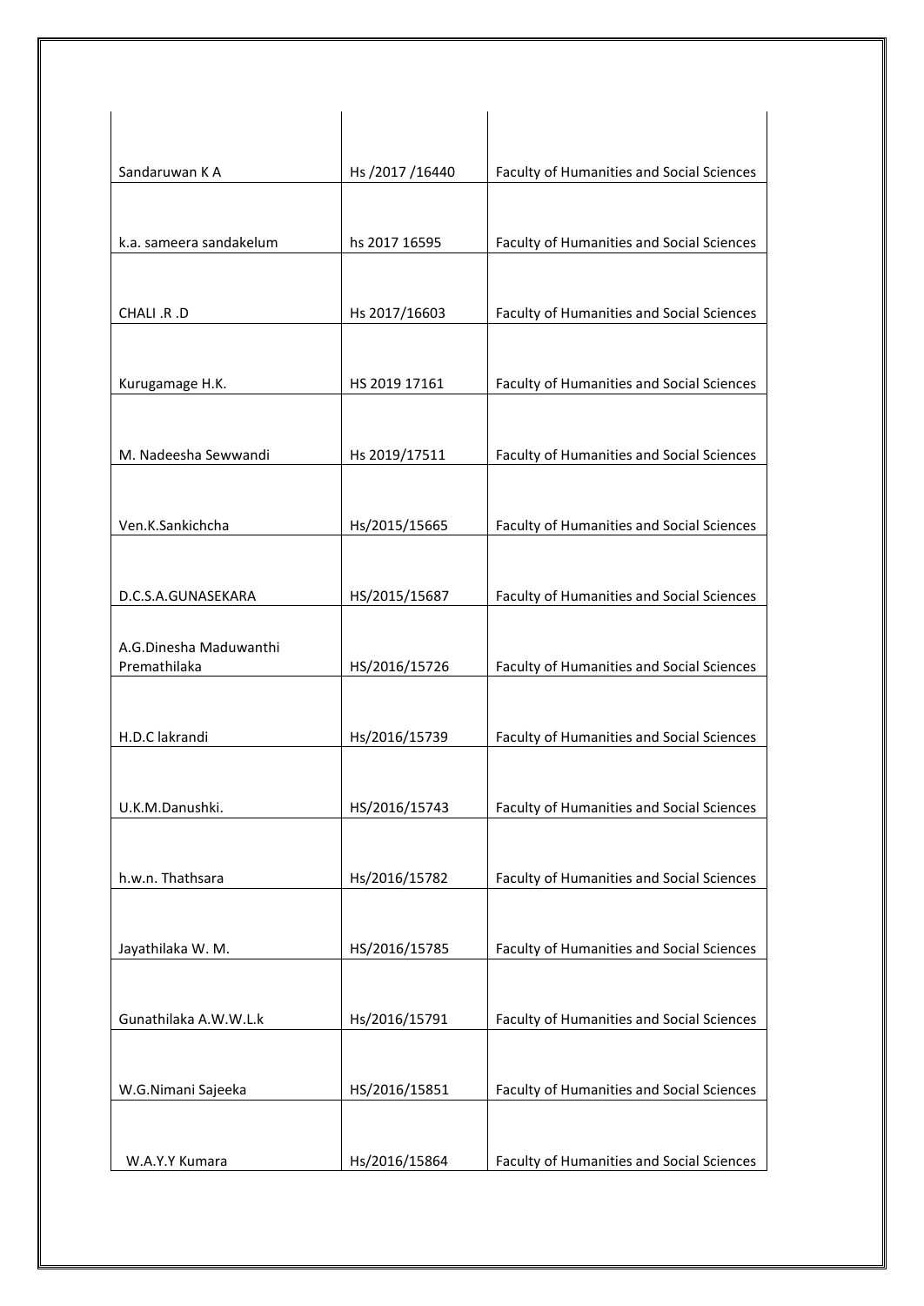| | | |
|---|---|---|
| Sandaruwan K A | Hs /2017 /16440 | Faculty of Humanities and Social Sciences |
| k.a. sameera sandakelum | hs 2017 16595 | Faculty of Humanities and Social Sciences |
| CHALI .R .D | Hs 2017/16603 | Faculty of Humanities and Social Sciences |
| Kurugamage H.K. | HS 2019 17161 | Faculty of Humanities and Social Sciences |
| M. Nadeesha Sewwandi | Hs 2019/17511 | Faculty of Humanities and Social Sciences |
| Ven.K.Sankichcha | Hs/2015/15665 | Faculty of Humanities and Social Sciences |
| D.C.S.A.GUNASEKARA | HS/2015/15687 | Faculty of Humanities and Social Sciences |
| A.G.Dinesha Maduwanthi Premathilaka | HS/2016/15726 | Faculty of Humanities and Social Sciences |
| H.D.C lakrandi | Hs/2016/15739 | Faculty of Humanities and Social Sciences |
| U.K.M.Danushki. | HS/2016/15743 | Faculty of Humanities and Social Sciences |
| h.w.n. Thathsara | Hs/2016/15782 | Faculty of Humanities and Social Sciences |
| Jayathilaka W. M. | HS/2016/15785 | Faculty of Humanities and Social Sciences |
| Gunathilaka A.W.W.L.k | Hs/2016/15791 | Faculty of Humanities and Social Sciences |
| W.G.Nimani Sajeeka | HS/2016/15851 | Faculty of Humanities and Social Sciences |
| W.A.Y.Y Kumara | Hs/2016/15864 | Faculty of Humanities and Social Sciences |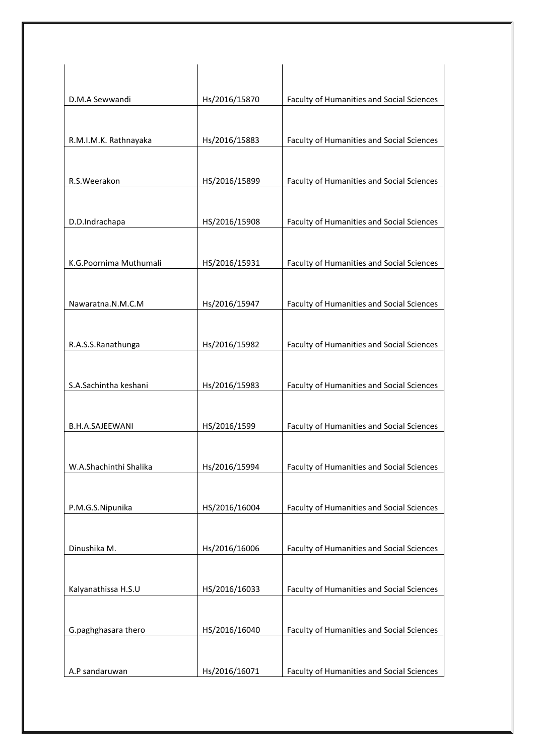| | | |
|---|---|---|
| D.M.A Sewwandi | Hs/2016/15870 | Faculty of Humanities and Social Sciences |
| R.M.I.M.K. Rathnayaka | Hs/2016/15883 | Faculty of Humanities and Social Sciences |
| R.S.Weerakon | HS/2016/15899 | Faculty of Humanities and Social Sciences |
| D.D.Indrachapa | HS/2016/15908 | Faculty of Humanities and Social Sciences |
| K.G.Poornima Muthumali | HS/2016/15931 | Faculty of Humanities and Social Sciences |
| Nawaratna.N.M.C.M | Hs/2016/15947 | Faculty of Humanities and Social Sciences |
| R.A.S.S.Ranathunga | Hs/2016/15982 | Faculty of Humanities and Social Sciences |
| S.A.Sachintha keshani | Hs/2016/15983 | Faculty of Humanities and Social Sciences |
| B.H.A.SAJEEWANI | HS/2016/1599 | Faculty of Humanities and Social Sciences |
| W.A.Shachinthi Shalika | Hs/2016/15994 | Faculty of Humanities and Social Sciences |
| P.M.G.S.Nipunika | HS/2016/16004 | Faculty of Humanities and Social Sciences |
| Dinushika M. | Hs/2016/16006 | Faculty of Humanities and Social Sciences |
| Kalyanathissa H.S.U | HS/2016/16033 | Faculty of Humanities and Social Sciences |
| G.paghghasara thero | HS/2016/16040 | Faculty of Humanities and Social Sciences |
| A.P sandaruwan | Hs/2016/16071 | Faculty of Humanities and Social Sciences |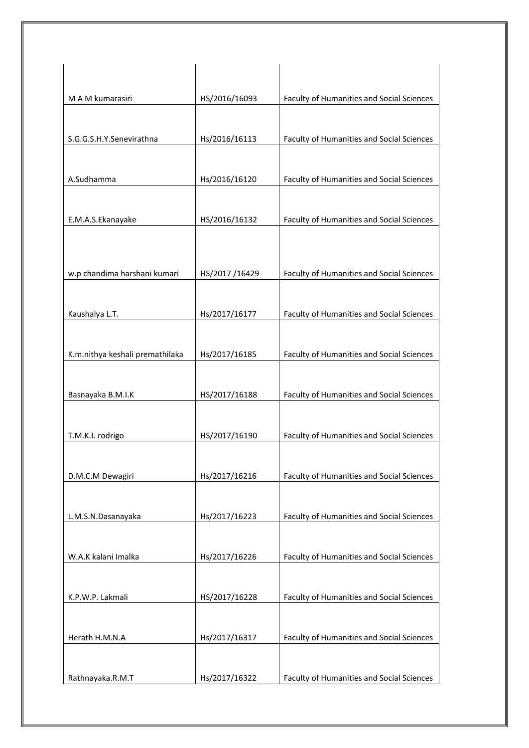| | | |
|---|---|---|
| M A M kumarasiri | HS/2016/16093 | Faculty of Humanities and Social Sciences |
| S.G.G.S.H.Y.Senevirathna | Hs/2016/16113 | Faculty of Humanities and Social Sciences |
| A.Sudhamma | Hs/2016/16120 | Faculty of Humanities and Social Sciences |
| E.M.A.S.Ekanayake | HS/2016/16132 | Faculty of Humanities and Social Sciences |
| w.p chandima harshani kumari | HS/2017 /16429 | Faculty of Humanities and Social Sciences |
| Kaushalya L.T. | Hs/2017/16177 | Faculty of Humanities and Social Sciences |
| K.m.nithya keshali premathilaka | Hs/2017/16185 | Faculty of Humanities and Social Sciences |
| Basnayaka B.M.I.K | HS/2017/16188 | Faculty of Humanities and Social Sciences |
| T.M.K.I. rodrigo | HS/2017/16190 | Faculty of Humanities and Social Sciences |
| D.M.C.M Dewagiri | Hs/2017/16216 | Faculty of Humanities and Social Sciences |
| L.M.S.N.Dasanayaka | Hs/2017/16223 | Faculty of Humanities and Social Sciences |
| W.A.K kalani Imalka | Hs/2017/16226 | Faculty of Humanities and Social Sciences |
| K.P.W.P. Lakmali | HS/2017/16228 | Faculty of Humanities and Social Sciences |
| Herath H.M.N.A | Hs/2017/16317 | Faculty of Humanities and Social Sciences |
| Rathnayaka.R.M.T | Hs/2017/16322 | Faculty of Humanities and Social Sciences |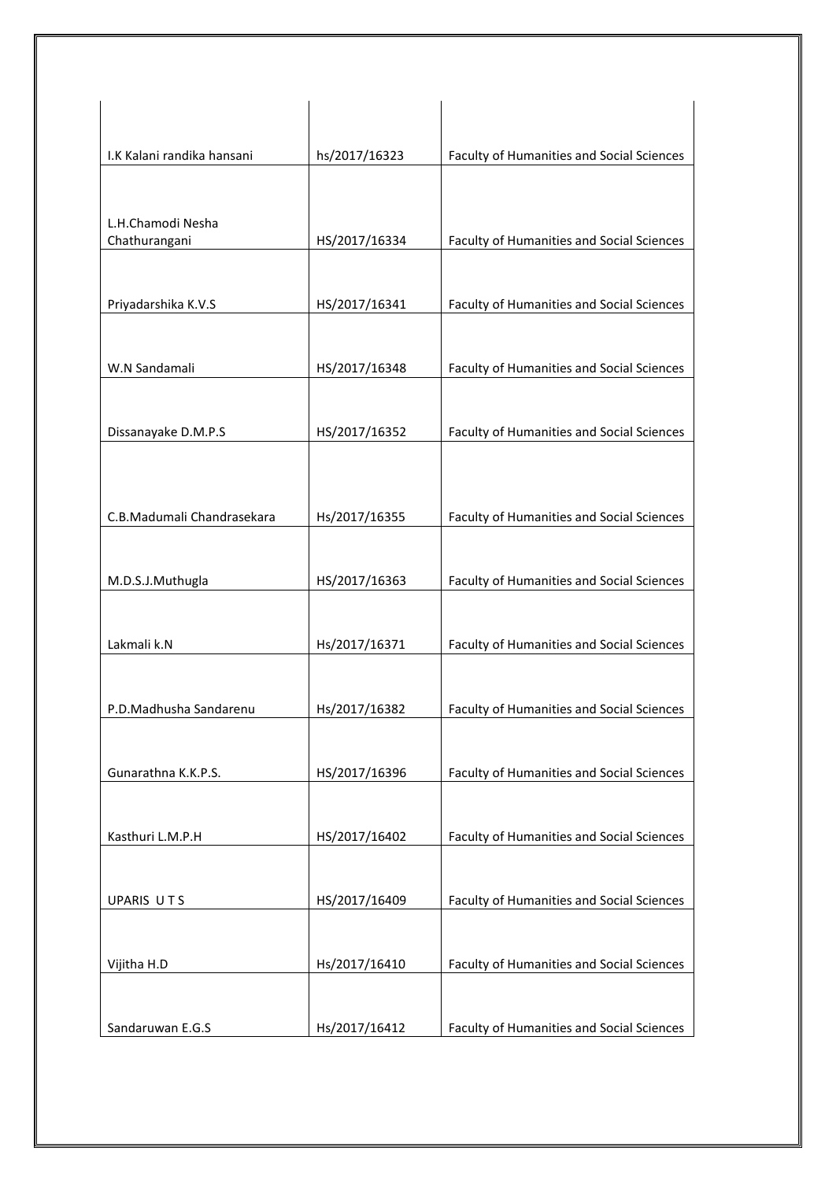| | | |
|---|---|---|
| I.K Kalani randika hansani | hs/2017/16323 | Faculty of Humanities and Social Sciences |
| L.H.Chamodi Nesha Chathurangani | HS/2017/16334 | Faculty of Humanities and Social Sciences |
| Priyadarshika K.V.S | HS/2017/16341 | Faculty of Humanities and Social Sciences |
| W.N Sandamali | HS/2017/16348 | Faculty of Humanities and Social Sciences |
| Dissanayake D.M.P.S | HS/2017/16352 | Faculty of Humanities and Social Sciences |
| C.B.Madumali Chandrasekara | Hs/2017/16355 | Faculty of Humanities and Social Sciences |
| M.D.S.J.Muthugla | HS/2017/16363 | Faculty of Humanities and Social Sciences |
| Lakmali k.N | Hs/2017/16371 | Faculty of Humanities and Social Sciences |
| P.D.Madhusha Sandarenu | Hs/2017/16382 | Faculty of Humanities and Social Sciences |
| Gunarathna K.K.P.S. | HS/2017/16396 | Faculty of Humanities and Social Sciences |
| Kasthuri L.M.P.H | HS/2017/16402 | Faculty of Humanities and Social Sciences |
| UPARIS U T S | HS/2017/16409 | Faculty of Humanities and Social Sciences |
| Vijitha H.D | Hs/2017/16410 | Faculty of Humanities and Social Sciences |
| Sandaruwan E.G.S | Hs/2017/16412 | Faculty of Humanities and Social Sciences |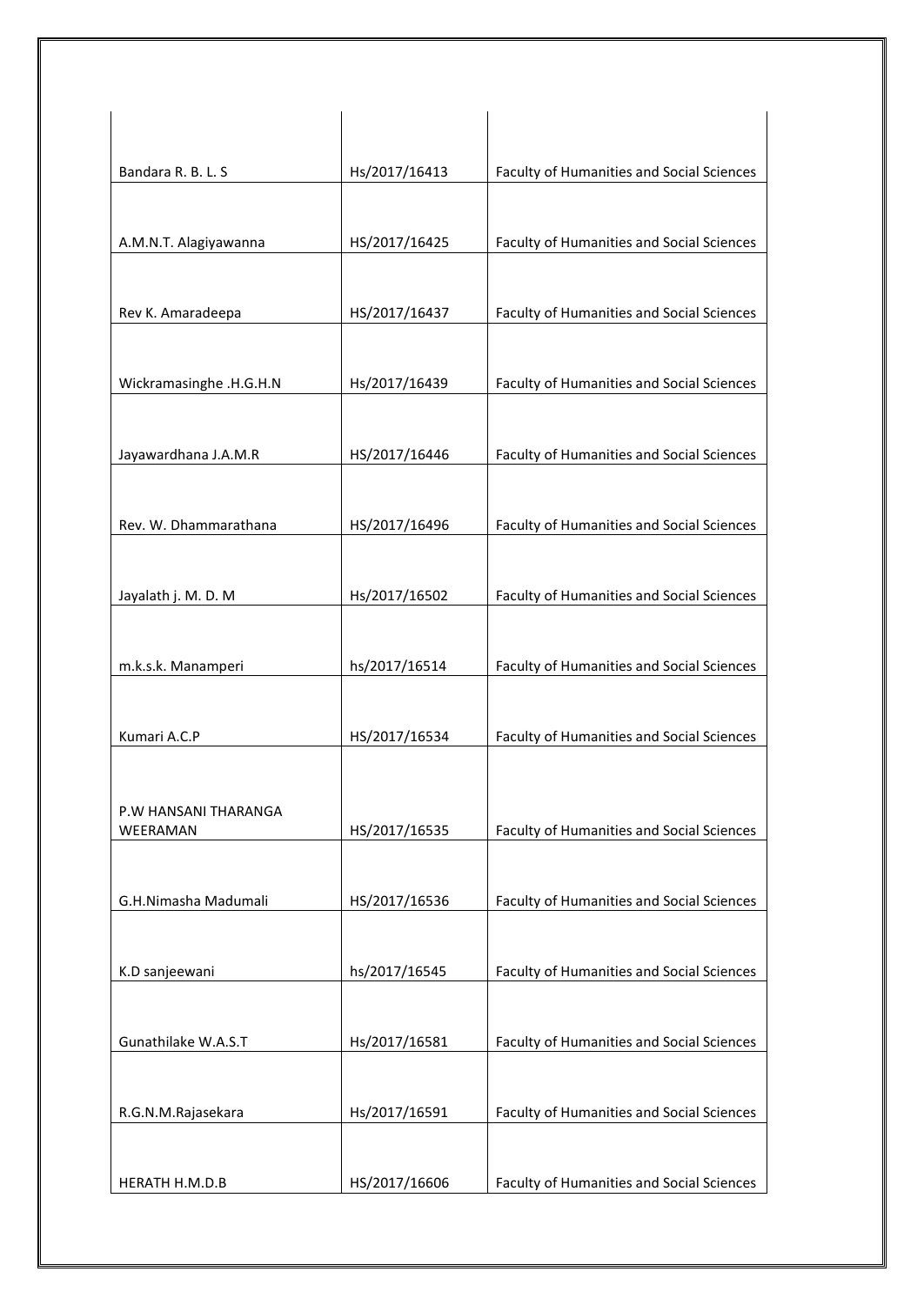| | | |
|---|---|---|
| Bandara R. B. L. S | Hs/2017/16413 | Faculty of Humanities and Social Sciences |
| A.M.N.T. Alagiyawanna | HS/2017/16425 | Faculty of Humanities and Social Sciences |
| Rev K. Amaradeepa | HS/2017/16437 | Faculty of Humanities and Social Sciences |
| Wickramasinghe .H.G.H.N | Hs/2017/16439 | Faculty of Humanities and Social Sciences |
| Jayawardhana J.A.M.R | HS/2017/16446 | Faculty of Humanities and Social Sciences |
| Rev. W. Dhammarathana | HS/2017/16496 | Faculty of Humanities and Social Sciences |
| Jayalath j. M. D. M | Hs/2017/16502 | Faculty of Humanities and Social Sciences |
| m.k.s.k. Manamperi | hs/2017/16514 | Faculty of Humanities and Social Sciences |
| Kumari A.C.P | HS/2017/16534 | Faculty of Humanities and Social Sciences |
| P.W HANSANI THARANGA WEERAMAN | HS/2017/16535 | Faculty of Humanities and Social Sciences |
| G.H.Nimasha Madumali | HS/2017/16536 | Faculty of Humanities and Social Sciences |
| K.D sanjeewani | hs/2017/16545 | Faculty of Humanities and Social Sciences |
| Gunathilake W.A.S.T | Hs/2017/16581 | Faculty of Humanities and Social Sciences |
| R.G.N.M.Rajasekara | Hs/2017/16591 | Faculty of Humanities and Social Sciences |
| HERATH H.M.D.B | HS/2017/16606 | Faculty of Humanities and Social Sciences |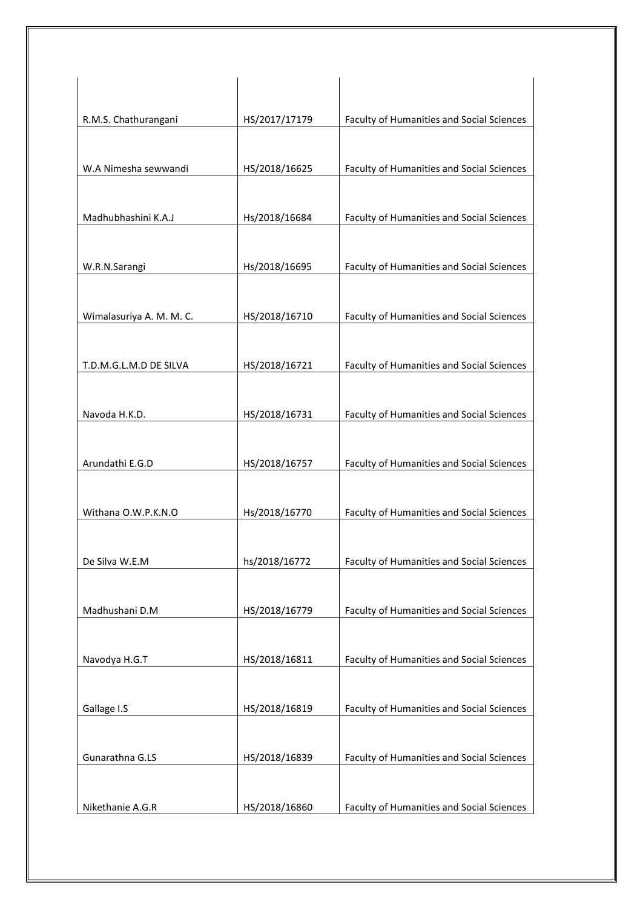| | | |
|---|---|---|
| R.M.S. Chathurangani | HS/2017/17179 | Faculty of Humanities and Social Sciences |
| W.A Nimesha sewwandi | HS/2018/16625 | Faculty of Humanities and Social Sciences |
| Madhubhashini K.A.J | Hs/2018/16684 | Faculty of Humanities and Social Sciences |
| W.R.N.Sarangi | Hs/2018/16695 | Faculty of Humanities and Social Sciences |
| Wimalasuriya A. M. M. C. | HS/2018/16710 | Faculty of Humanities and Social Sciences |
| T.D.M.G.L.M.D DE SILVA | HS/2018/16721 | Faculty of Humanities and Social Sciences |
| Navoda H.K.D. | HS/2018/16731 | Faculty of Humanities and Social Sciences |
| Arundathi E.G.D | HS/2018/16757 | Faculty of Humanities and Social Sciences |
| Withana O.W.P.K.N.O | Hs/2018/16770 | Faculty of Humanities and Social Sciences |
| De Silva W.E.M | hs/2018/16772 | Faculty of Humanities and Social Sciences |
| Madhushani D.M | HS/2018/16779 | Faculty of Humanities and Social Sciences |
| Navodya H.G.T | HS/2018/16811 | Faculty of Humanities and Social Sciences |
| Gallage I.S | HS/2018/16819 | Faculty of Humanities and Social Sciences |
| Gunarathna G.LS | HS/2018/16839 | Faculty of Humanities and Social Sciences |
| Nikethanie A.G.R | HS/2018/16860 | Faculty of Humanities and Social Sciences |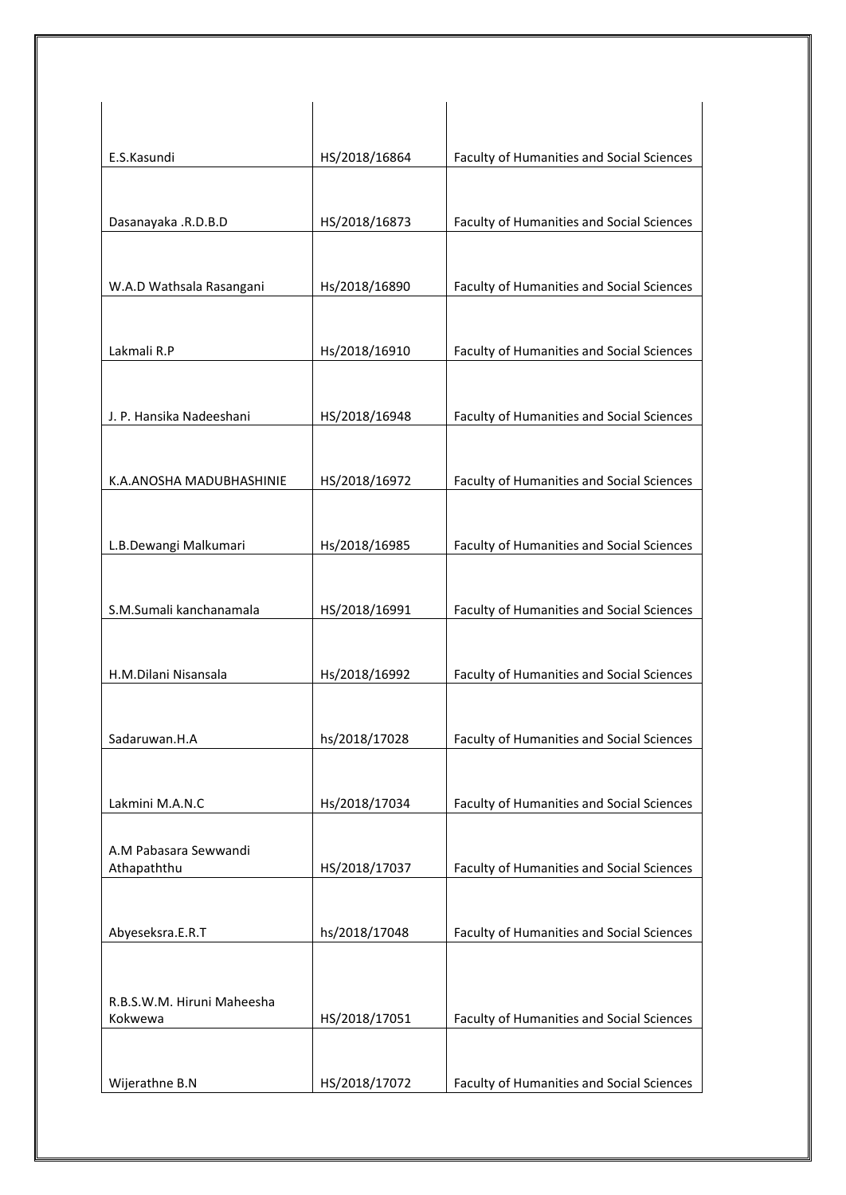| | | |
|---|---|---|
| E.S.Kasundi | HS/2018/16864 | Faculty of Humanities and Social Sciences |
| Dasanayaka .R.D.B.D | HS/2018/16873 | Faculty of Humanities and Social Sciences |
| W.A.D Wathsala Rasangani | Hs/2018/16890 | Faculty of Humanities and Social Sciences |
| Lakmali R.P | Hs/2018/16910 | Faculty of Humanities and Social Sciences |
| J. P. Hansika Nadeeshani | HS/2018/16948 | Faculty of Humanities and Social Sciences |
| K.A.ANOSHA MADUBHASHINIE | HS/2018/16972 | Faculty of Humanities and Social Sciences |
| L.B.Dewangi Malkumari | Hs/2018/16985 | Faculty of Humanities and Social Sciences |
| S.M.Sumali kanchanamala | HS/2018/16991 | Faculty of Humanities and Social Sciences |
| H.M.Dilani Nisansala | Hs/2018/16992 | Faculty of Humanities and Social Sciences |
| Sadaruwan.H.A | hs/2018/17028 | Faculty of Humanities and Social Sciences |
| Lakmini M.A.N.C | Hs/2018/17034 | Faculty of Humanities and Social Sciences |
| A.M Pabasara Sewwandi Athapaththu | HS/2018/17037 | Faculty of Humanities and Social Sciences |
| Abyeseksra.E.R.T | hs/2018/17048 | Faculty of Humanities and Social Sciences |
| R.B.S.W.M. Hiruni Maheesha Kokwewa | HS/2018/17051 | Faculty of Humanities and Social Sciences |
| Wijerathne B.N | HS/2018/17072 | Faculty of Humanities and Social Sciences |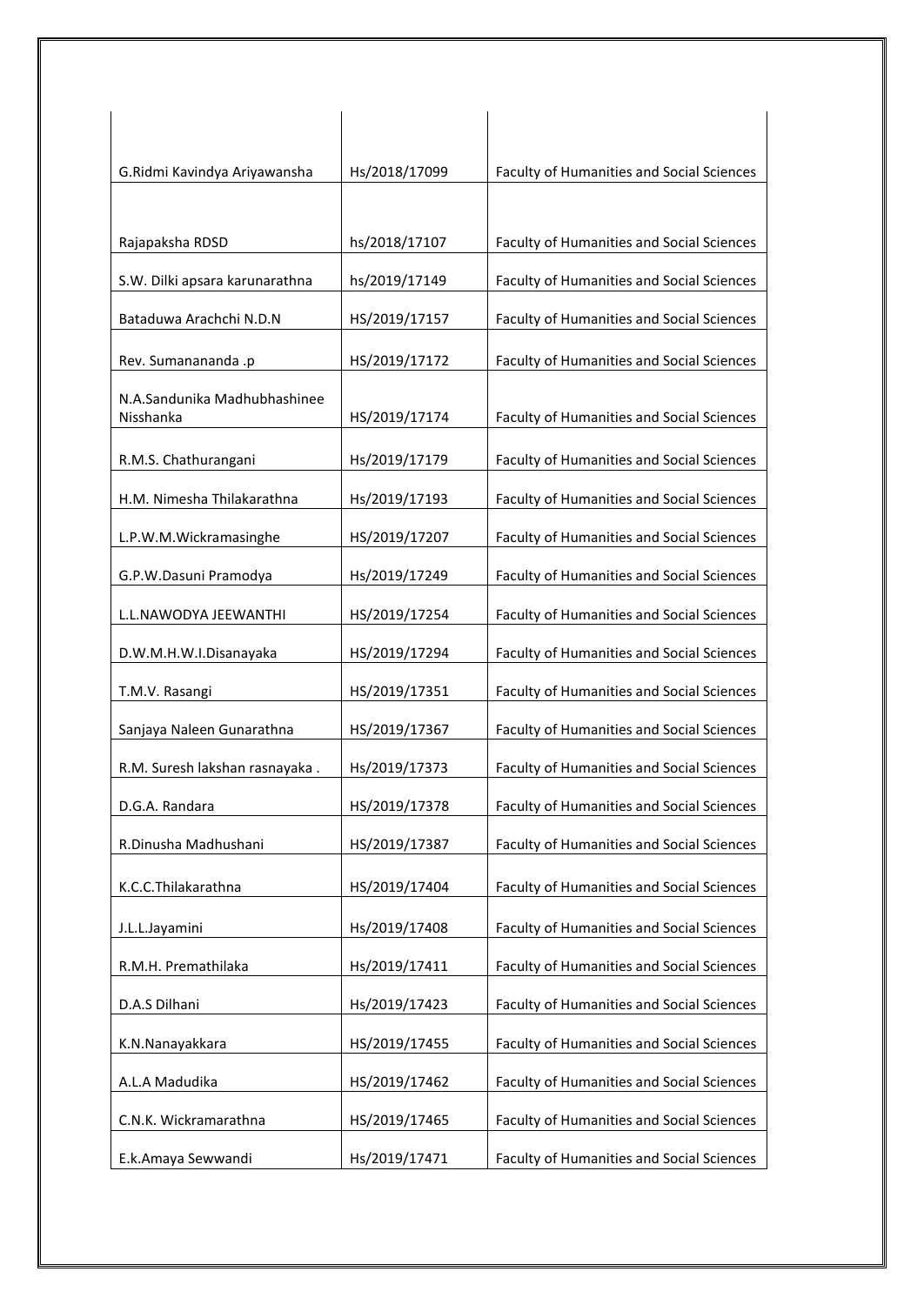| | | |
|---|---|---|
| G.Ridmi Kavindya Ariyawansha | Hs/2018/17099 | Faculty of Humanities and Social Sciences |
| Rajapaksha RDSD | hs/2018/17107 | Faculty of Humanities and Social Sciences |
| S.W. Dilki apsara karunarathna | hs/2019/17149 | Faculty of Humanities and Social Sciences |
| Bataduwa Arachchi N.D.N | HS/2019/17157 | Faculty of Humanities and Social Sciences |
| Rev. Sumanananda .p | HS/2019/17172 | Faculty of Humanities and Social Sciences |
| N.A.Sandunika Madhubhashinee Nisshanka | HS/2019/17174 | Faculty of Humanities and Social Sciences |
| R.M.S. Chathurangani | Hs/2019/17179 | Faculty of Humanities and Social Sciences |
| H.M. Nimesha Thilakarathna | Hs/2019/17193 | Faculty of Humanities and Social Sciences |
| L.P.W.M.Wickramasinghe | HS/2019/17207 | Faculty of Humanities and Social Sciences |
| G.P.W.Dasuni Pramodya | Hs/2019/17249 | Faculty of Humanities and Social Sciences |
| L.L.NAWODYA JEEWANTHI | HS/2019/17254 | Faculty of Humanities and Social Sciences |
| D.W.M.H.W.I.Disanayaka | HS/2019/17294 | Faculty of Humanities and Social Sciences |
| T.M.V. Rasangi | HS/2019/17351 | Faculty of Humanities and Social Sciences |
| Sanjaya Naleen Gunarathna | HS/2019/17367 | Faculty of Humanities and Social Sciences |
| R.M. Suresh lakshan rasnayaka . | Hs/2019/17373 | Faculty of Humanities and Social Sciences |
| D.G.A. Randara | HS/2019/17378 | Faculty of Humanities and Social Sciences |
| R.Dinusha Madhushani | HS/2019/17387 | Faculty of Humanities and Social Sciences |
| K.C.C.Thilakarathna | HS/2019/17404 | Faculty of Humanities and Social Sciences |
| J.L.L.Jayamini | Hs/2019/17408 | Faculty of Humanities and Social Sciences |
| R.M.H. Premathilaka | Hs/2019/17411 | Faculty of Humanities and Social Sciences |
| D.A.S Dilhani | Hs/2019/17423 | Faculty of Humanities and Social Sciences |
| K.N.Nanayakkara | HS/2019/17455 | Faculty of Humanities and Social Sciences |
| A.L.A Madudika | HS/2019/17462 | Faculty of Humanities and Social Sciences |
| C.N.K. Wickramarathna | HS/2019/17465 | Faculty of Humanities and Social Sciences |
| E.k.Amaya Sewwandi | Hs/2019/17471 | Faculty of Humanities and Social Sciences |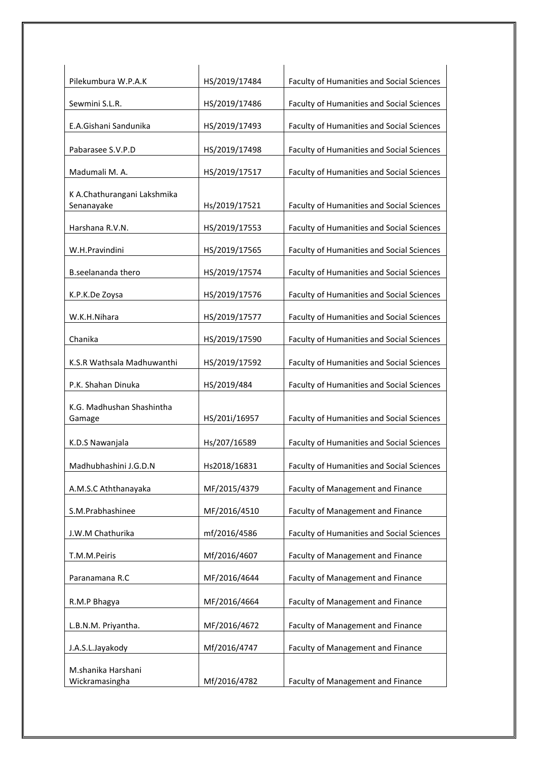| | | |
|---|---|---|
| Pilekumbura W.P.A.K | HS/2019/17484 | Faculty of Humanities and Social Sciences |
| Sewmini S.L.R. | HS/2019/17486 | Faculty of Humanities and Social Sciences |
| E.A.Gishani Sandunika | HS/2019/17493 | Faculty of Humanities and Social Sciences |
| Pabarasee S.V.P.D | HS/2019/17498 | Faculty of Humanities and Social Sciences |
| Madumali M. A. | HS/2019/17517 | Faculty of Humanities and Social Sciences |
| K A.Chathurangani Lakshmika Senanayake | Hs/2019/17521 | Faculty of Humanities and Social Sciences |
| Harshana R.V.N. | HS/2019/17553 | Faculty of Humanities and Social Sciences |
| W.H.Pravindini | HS/2019/17565 | Faculty of Humanities and Social Sciences |
| B.seelananda thero | HS/2019/17574 | Faculty of Humanities and Social Sciences |
| K.P.K.De Zoysa | HS/2019/17576 | Faculty of Humanities and Social Sciences |
| W.K.H.Nihara | HS/2019/17577 | Faculty of Humanities and Social Sciences |
| Chanika | HS/2019/17590 | Faculty of Humanities and Social Sciences |
| K.S.R Wathsala Madhuwanthi | HS/2019/17592 | Faculty of Humanities and Social Sciences |
| P.K. Shahan Dinuka | HS/2019/484 | Faculty of Humanities and Social Sciences |
| K.G. Madhushan Shashintha Gamage | HS/201i/16957 | Faculty of Humanities and Social Sciences |
| K.D.S Nawanjala | Hs/207/16589 | Faculty of Humanities and Social Sciences |
| Madhubhashini J.G.D.N | Hs2018/16831 | Faculty of Humanities and Social Sciences |
| A.M.S.C Aththanayaka | MF/2015/4379 | Faculty of Management and Finance |
| S.M.Prabhashinee | MF/2016/4510 | Faculty of Management and Finance |
| J.W.M Chathurika | mf/2016/4586 | Faculty of Humanities and Social Sciences |
| T.M.M.Peiris | Mf/2016/4607 | Faculty of Management and Finance |
| Paranamana R.C | MF/2016/4644 | Faculty of Management and Finance |
| R.M.P Bhagya | MF/2016/4664 | Faculty of Management and Finance |
| L.B.N.M. Priyantha. | MF/2016/4672 | Faculty of Management and Finance |
| J.A.S.L.Jayakody | Mf/2016/4747 | Faculty of Management and Finance |
| M.shanika Harshani Wickramasingha | Mf/2016/4782 | Faculty of Management and Finance |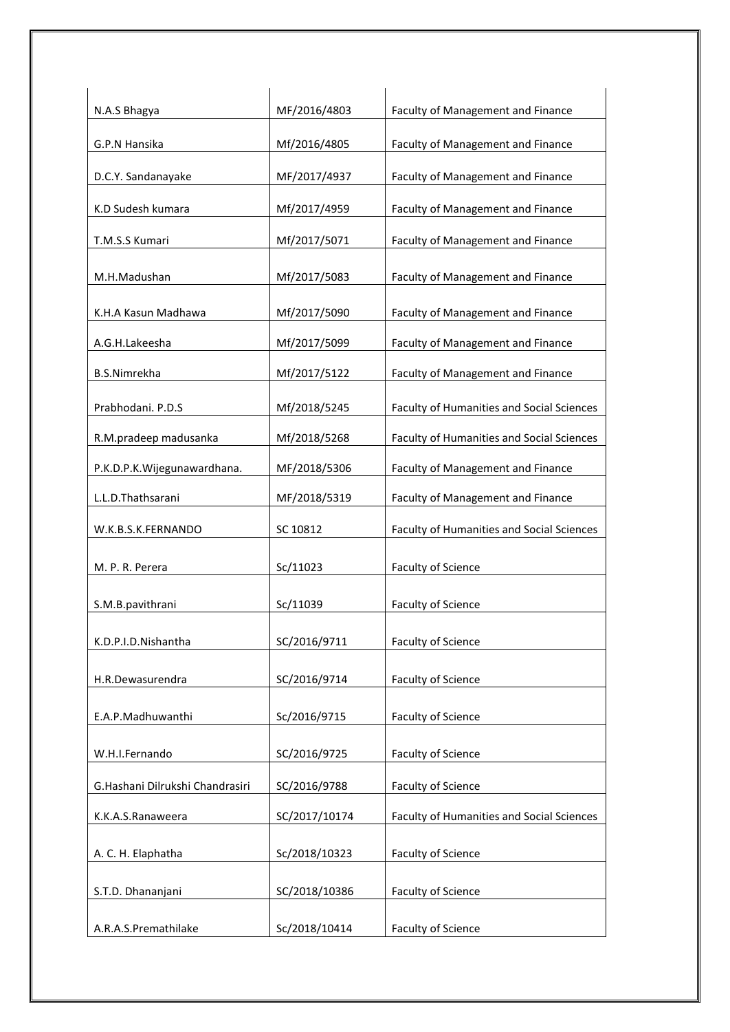| | | |
|---|---|---|
| N.A.S Bhagya | MF/2016/4803 | Faculty of Management and Finance |
| G.P.N Hansika | Mf/2016/4805 | Faculty of Management and Finance |
| D.C.Y. Sandanayake | MF/2017/4937 | Faculty of Management and Finance |
| K.D Sudesh kumara | Mf/2017/4959 | Faculty of Management and Finance |
| T.M.S.S Kumari | Mf/2017/5071 | Faculty of Management and Finance |
| M.H.Madushan | Mf/2017/5083 | Faculty of Management and Finance |
| K.H.A Kasun Madhawa | Mf/2017/5090 | Faculty of Management and Finance |
| A.G.H.Lakeesha | Mf/2017/5099 | Faculty of Management and Finance |
| B.S.Nimrekha | Mf/2017/5122 | Faculty of Management and Finance |
| Prabhodani. P.D.S | Mf/2018/5245 | Faculty of Humanities and Social Sciences |
| R.M.pradeep madusanka | Mf/2018/5268 | Faculty of Humanities and Social Sciences |
| P.K.D.P.K.Wijegunawardhana. | MF/2018/5306 | Faculty of Management and Finance |
| L.L.D.Thathsarani | MF/2018/5319 | Faculty of Management and Finance |
| W.K.B.S.K.FERNANDO | SC 10812 | Faculty of Humanities and Social Sciences |
| M. P. R. Perera | Sc/11023 | Faculty of Science |
| S.M.B.pavithrani | Sc/11039 | Faculty of Science |
| K.D.P.I.D.Nishantha | SC/2016/9711 | Faculty of Science |
| H.R.Dewasurendra | SC/2016/9714 | Faculty of Science |
| E.A.P.Madhuwanthi | Sc/2016/9715 | Faculty of Science |
| W.H.I.Fernando | SC/2016/9725 | Faculty of Science |
| G.Hashani Dilrukshi Chandrasiri | SC/2016/9788 | Faculty of Science |
| K.K.A.S.Ranaweera | SC/2017/10174 | Faculty of Humanities and Social Sciences |
| A. C. H. Elaphatha | Sc/2018/10323 | Faculty of Science |
| S.T.D. Dhananjani | SC/2018/10386 | Faculty of Science |
| A.R.A.S.Premathilake | Sc/2018/10414 | Faculty of Science |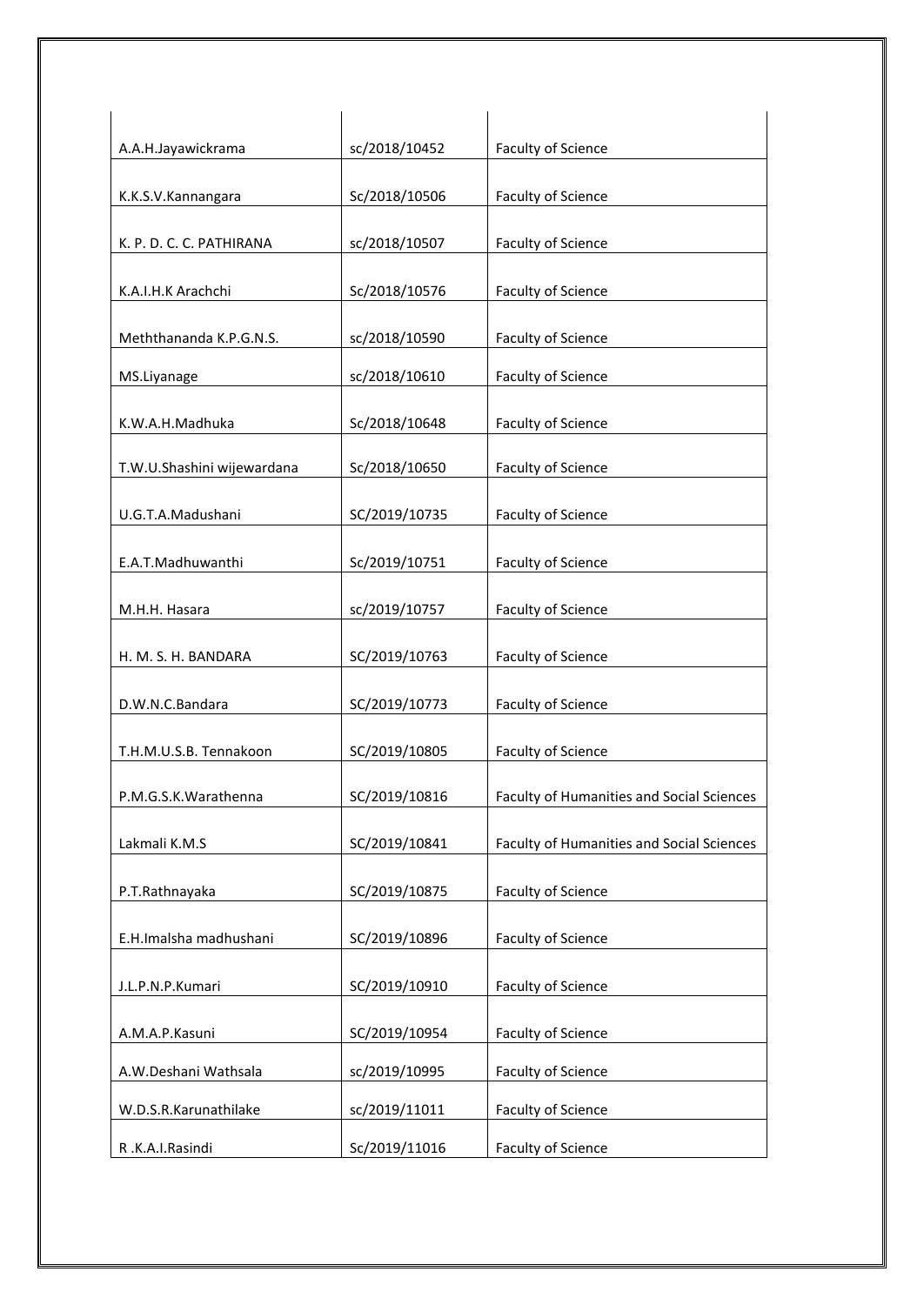| | | |
|---|---|---|
| A.A.H.Jayawickrama | sc/2018/10452 | Faculty of Science |
| K.K.S.V.Kannangara | Sc/2018/10506 | Faculty of Science |
| K. P. D. C. C. PATHIRANA | sc/2018/10507 | Faculty of Science |
| K.A.I.H.K Arachchi | Sc/2018/10576 | Faculty of Science |
| Meththananda K.P.G.N.S. | sc/2018/10590 | Faculty of Science |
| MS.Liyanage | sc/2018/10610 | Faculty of Science |
| K.W.A.H.Madhuka | Sc/2018/10648 | Faculty of Science |
| T.W.U.Shashini wijewardana | Sc/2018/10650 | Faculty of Science |
| U.G.T.A.Madushani | SC/2019/10735 | Faculty of Science |
| E.A.T.Madhuwanthi | Sc/2019/10751 | Faculty of Science |
| M.H.H. Hasara | sc/2019/10757 | Faculty of Science |
| H. M. S. H. BANDARA | SC/2019/10763 | Faculty of Science |
| D.W.N.C.Bandara | SC/2019/10773 | Faculty of Science |
| T.H.M.U.S.B. Tennakoon | SC/2019/10805 | Faculty of Science |
| P.M.G.S.K.Warathenna | SC/2019/10816 | Faculty of Humanities and Social Sciences |
| Lakmali K.M.S | SC/2019/10841 | Faculty of Humanities and Social Sciences |
| P.T.Rathnayaka | SC/2019/10875 | Faculty of Science |
| E.H.Imalsha madhushani | SC/2019/10896 | Faculty of Science |
| J.L.P.N.P.Kumari | SC/2019/10910 | Faculty of Science |
| A.M.A.P.Kasuni | SC/2019/10954 | Faculty of Science |
| A.W.Deshani Wathsala | sc/2019/10995 | Faculty of Science |
| W.D.S.R.Karunathilake | sc/2019/11011 | Faculty of Science |
| R .K.A.I.Rasindi | Sc/2019/11016 | Faculty of Science |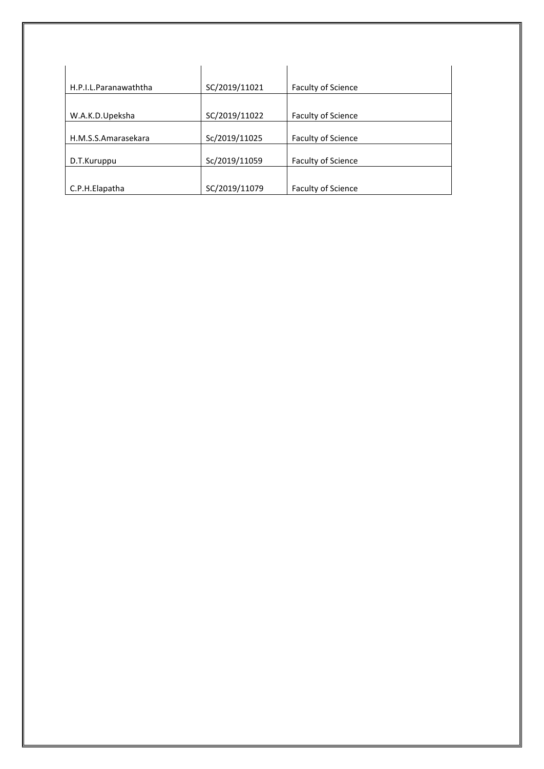| | | |
|---|---|---|
| H.P.I.L.Paranawaththa | SC/2019/11021 | Faculty of Science |
| W.A.K.D.Upeksha | SC/2019/11022 | Faculty of Science |
| H.M.S.S.Amarasekara | Sc/2019/11025 | Faculty of Science |
| D.T.Kuruppu | Sc/2019/11059 | Faculty of Science |
| C.P.H.Elapatha | SC/2019/11079 | Faculty of Science |